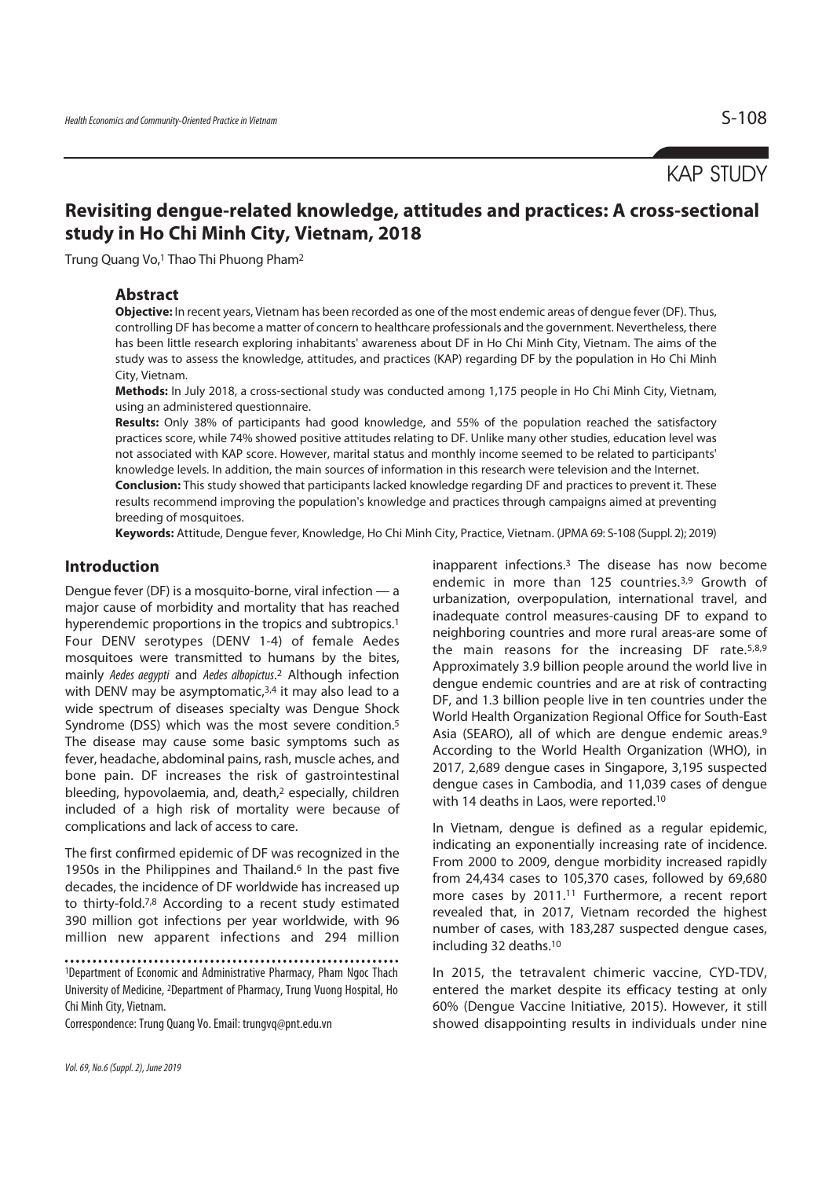KAP STUDY

# Revisiting dengue-related knowledge, attitudes and practices: A cross-sectional study in Ho Chi Minh City, Vietnam, 2018

Trung Quang Vo,[1] Thao Thi Phuong Pham[2]

## Abstract

**Objective:** In recent years, Vietnam has been recorded as one of the most endemic areas of dengue fever (DF). Thus, controlling DF has become a matter of concern to healthcare professionals and the government. Nevertheless, there has been little research exploring inhabitants' awareness about DF in Ho Chi Minh City, Vietnam. The aims of the study was to assess the knowledge, attitudes, and practices (KAP) regarding DF by the population in Ho Chi Minh City, Vietnam.

**Methods:** In July 2018, a cross-sectional study was conducted among 1,175 people in Ho Chi Minh City, Vietnam, using an administered questionnaire.

**Results:** Only 38% of participants had good knowledge, and 55% of the population reached the satisfactory practices score, while 74% showed positive attitudes relating to DF. Unlike many other studies, education level was not associated with KAP score. However, marital status and monthly income seemed to be related to participants' knowledge levels. In addition, the main sources of information in this research were television and the Internet.

**Conclusion:** This study showed that participants lacked knowledge regarding DF and practices to prevent it. These results recommend improving the population's knowledge and practices through campaigns aimed at preventing breeding of mosquitoes.

**Keywords:** Attitude, Dengue fever, Knowledge, Ho Chi Minh City, Practice, Vietnam. (JPMA 69: S-108 (Suppl. 2); 2019)

## Introduction

Dengue fever (DF) is a mosquito-borne, viral infection — a major cause of morbidity and mortality that has reached hyperendemic proportions in the tropics and subtropics.[1] Four DENV serotypes (DENV 1-4) of female Aedes mosquitoes were transmitted to humans by the bites, mainly *Aedes aegypti* and *Aedes albopictus*.[2] Although infection with DENV may be asymptomatic,[3,4] it may also lead to a wide spectrum of diseases specialty was Dengue Shock Syndrome (DSS) which was the most severe condition.[5] The disease may cause some basic symptoms such as fever, headache, abdominal pains, rash, muscle aches, and bone pain. DF increases the risk of gastrointestinal bleeding, hypovolaemia, and, death,[2] especially, children included of a high risk of mortality were because of complications and lack of access to care.

The first confirmed epidemic of DF was recognized in the 1950s in the Philippines and Thailand.[6] In the past five decades, the incidence of DF worldwide has increased up to thirty-fold.[7,8] According to a recent study estimated 390 million got infections per year worldwide, with 96 million new apparent infections and 294 million inapparent infections.[3] The disease has now become endemic in more than 125 countries.[3,9] Growth of urbanization, overpopulation, international travel, and inadequate control measures-causing DF to expand to neighboring countries and more rural areas-are some of the main reasons for the increasing DF rate.[5,8,9] Approximately 3.9 billion people around the world live in dengue endemic countries and are at risk of contracting DF, and 1.3 billion people live in ten countries under the World Health Organization Regional Office for South-East Asia (SEARO), all of which are dengue endemic areas.[9] According to the World Health Organization (WHO), in 2017, 2,689 dengue cases in Singapore, 3,195 suspected dengue cases in Cambodia, and 11,039 cases of dengue with 14 deaths in Laos, were reported.[10]

In Vietnam, dengue is defined as a regular epidemic, indicating an exponentially increasing rate of incidence. From 2000 to 2009, dengue morbidity increased rapidly from 24,434 cases to 105,370 cases, followed by 69,680 more cases by 2011.[11] Furthermore, a recent report revealed that, in 2017, Vietnam recorded the highest number of cases, with 183,287 suspected dengue cases, including 32 deaths.[10]

In 2015, the tetravalent chimeric vaccine, CYD-TDV, entered the market despite its efficacy testing at only 60% (Dengue Vaccine Initiative, 2015). However, it still showed disappointing results in individuals under nine

---

[1]Department of Economic and Administrative Pharmacy, Pham Ngoc Thach University of Medicine, [2]Department of Pharmacy, Trung Vuong Hospital, Ho Chi Minh City, Vietnam.

Correspondence: Trung Quang Vo. Email: trungvq@pnt.edu.vn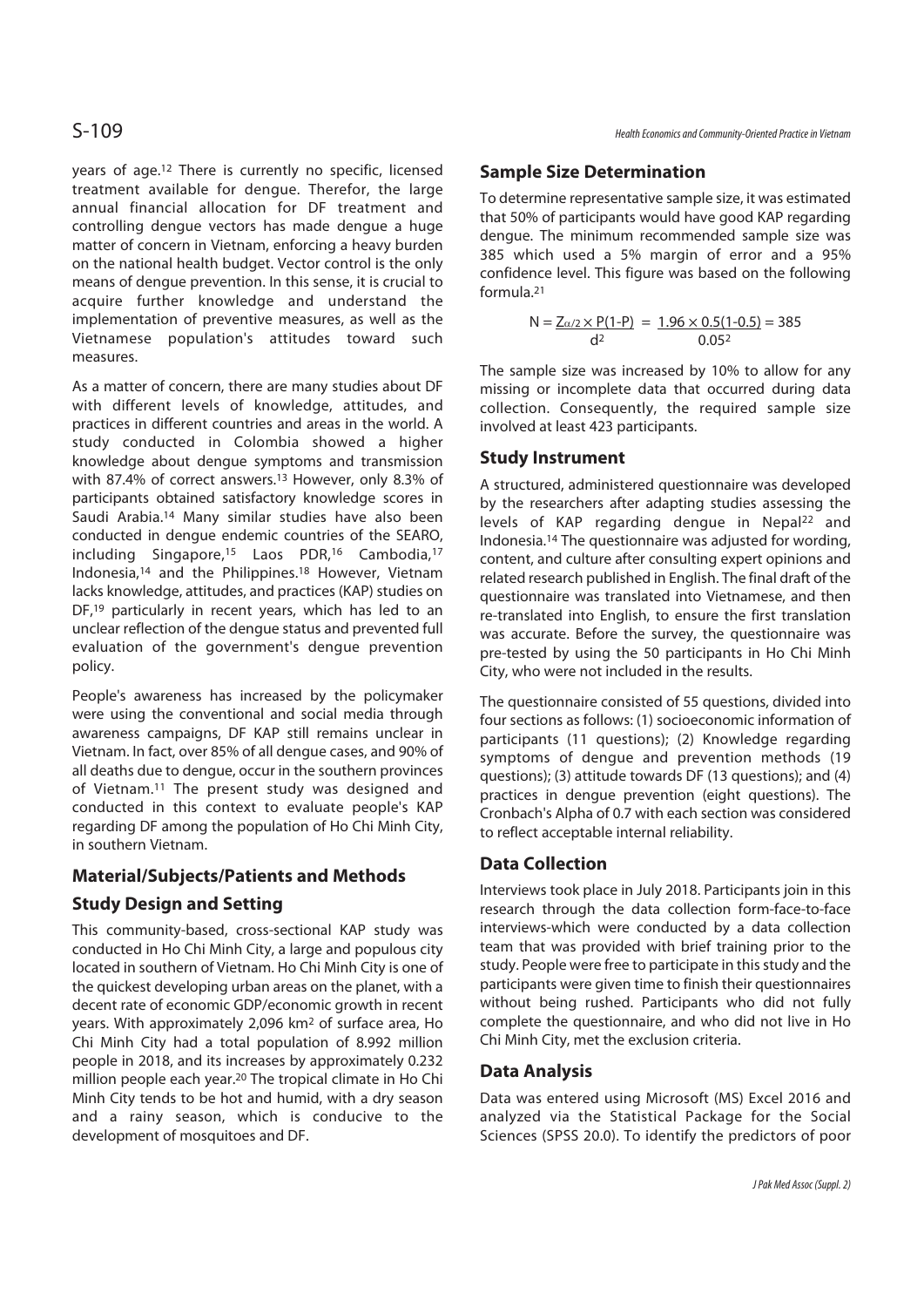years of age.[12] There is currently no specific, licensed treatment available for dengue. Therefor, the large annual financial allocation for DF treatment and controlling dengue vectors has made dengue a huge matter of concern in Vietnam, enforcing a heavy burden on the national health budget. Vector control is the only means of dengue prevention. In this sense, it is crucial to acquire further knowledge and understand the implementation of preventive measures, as well as the Vietnamese population's attitudes toward such measures.

As a matter of concern, there are many studies about DF with different levels of knowledge, attitudes, and practices in different countries and areas in the world. A study conducted in Colombia showed a higher knowledge about dengue symptoms and transmission with 87.4% of correct answers.[13] However, only 8.3% of participants obtained satisfactory knowledge scores in Saudi Arabia.[14] Many similar studies have also been conducted in dengue endemic countries of the SEARO, including Singapore,[15] Laos PDR,[16] Cambodia,[17] Indonesia,[14] and the Philippines.[18] However, Vietnam lacks knowledge, attitudes, and practices (KAP) studies on DF,[19] particularly in recent years, which has led to an unclear reflection of the dengue status and prevented full evaluation of the government's dengue prevention policy.

People's awareness has increased by the policymaker were using the conventional and social media through awareness campaigns, DF KAP still remains unclear in Vietnam. In fact, over 85% of all dengue cases, and 90% of all deaths due to dengue, occur in the southern provinces of Vietnam.[11] The present study was designed and conducted in this context to evaluate people's KAP regarding DF among the population of Ho Chi Minh City, in southern Vietnam.

## Material/Subjects/Patients and Methods

### Study Design and Setting

This community-based, cross-sectional KAP study was conducted in Ho Chi Minh City, a large and populous city located in southern of Vietnam. Ho Chi Minh City is one of the quickest developing urban areas on the planet, with a decent rate of economic GDP/economic growth in recent years. With approximately 2,096 km$^2$ of surface area, Ho Chi Minh City had a total population of 8.992 million people in 2018, and its increases by approximately 0.232 million people each year.[20] The tropical climate in Ho Chi Minh City tends to be hot and humid, with a dry season and a rainy season, which is conducive to the development of mosquitoes and DF.

### Sample Size Determination

To determine representative sample size, it was estimated that 50% of participants would have good KAP regarding dengue. The minimum recommended sample size was 385 which used a 5% margin of error and a 95% confidence level. This figure was based on the following formula.[21]

$$N = \frac{Z_{\alpha/2} \times P(1-P)}{d^2} = \frac{1.96 \times 0.5(1-0.5)}{0.05^2} = 385$$

The sample size was increased by 10% to allow for any missing or incomplete data that occurred during data collection. Consequently, the required sample size involved at least 423 participants.

### Study Instrument

A structured, administered questionnaire was developed by the researchers after adapting studies assessing the levels of KAP regarding dengue in Nepal[22] and Indonesia.[14] The questionnaire was adjusted for wording, content, and culture after consulting expert opinions and related research published in English. The final draft of the questionnaire was translated into Vietnamese, and then re-translated into English, to ensure the first translation was accurate. Before the survey, the questionnaire was pre-tested by using the 50 participants in Ho Chi Minh City, who were not included in the results.

The questionnaire consisted of 55 questions, divided into four sections as follows: (1) socioeconomic information of participants (11 questions); (2) Knowledge regarding symptoms of dengue and prevention methods (19 questions); (3) attitude towards DF (13 questions); and (4) practices in dengue prevention (eight questions). The Cronbach's Alpha of 0.7 with each section was considered to reflect acceptable internal reliability.

### Data Collection

Interviews took place in July 2018. Participants join in this research through the data collection form-face-to-face interviews-which were conducted by a data collection team that was provided with brief training prior to the study. People were free to participate in this study and the participants were given time to finish their questionnaires without being rushed. Participants who did not fully complete the questionnaire, and who did not live in Ho Chi Minh City, met the exclusion criteria.

### Data Analysis

Data was entered using Microsoft (MS) Excel 2016 and analyzed via the Statistical Package for the Social Sciences (SPSS 20.0). To identify the predictors of poor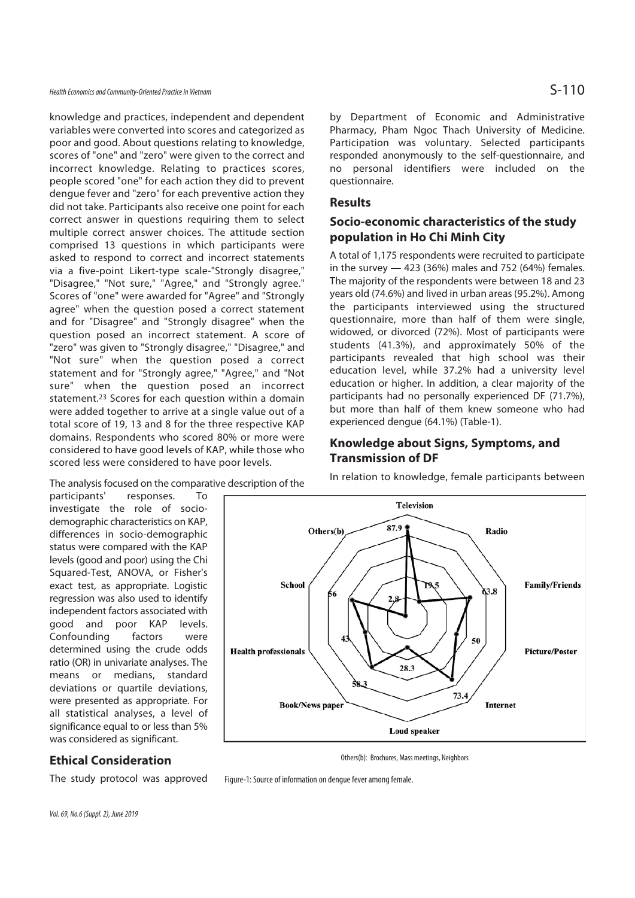knowledge and practices, independent and dependent variables were converted into scores and categorized as poor and good. About questions relating to knowledge, scores of "one" and "zero" were given to the correct and incorrect knowledge. Relating to practices scores, people scored "one" for each action they did to prevent dengue fever and "zero" for each preventive action they did not take. Participants also receive one point for each correct answer in questions requiring them to select multiple correct answer choices. The attitude section comprised 13 questions in which participants were asked to respond to correct and incorrect statements via a five-point Likert-type scale-"Strongly disagree," "Disagree," "Not sure," "Agree," and "Strongly agree." Scores of "one" were awarded for "Agree" and "Strongly agree" when the question posed a correct statement and for "Disagree" and "Strongly disagree" when the question posed an incorrect statement. A score of "zero" was given to "Strongly disagree," "Disagree," and "Not sure" when the question posed a correct statement and for "Strongly agree," "Agree," and "Not sure" when the question posed an incorrect statement.[23] Scores for each question within a domain were added together to arrive at a single value out of a total score of 19, 13 and 8 for the three respective KAP domains. Respondents who scored 80% or more were considered to have good levels of KAP, while those who scored less were considered to have poor levels.

The analysis focused on the comparative description of the participants' responses. To investigate the role of socio-demographic characteristics on KAP, differences in socio-demographic status were compared with the KAP levels (good and poor) using the Chi Squared-Test, ANOVA, or Fisher's exact test, as appropriate. Logistic regression was also used to identify independent factors associated with good and poor KAP levels. Confounding factors were determined using the crude odds ratio (OR) in univariate analyses. The means or medians, standard deviations or quartile deviations, were presented as appropriate. For all statistical analyses, a level of significance equal to or less than 5% was considered as significant.

## Ethical Consideration

The study protocol was approved by Department of Economic and Administrative Pharmacy, Pham Ngoc Thach University of Medicine. Participation was voluntary. Selected participants responded anonymously to the self-questionnaire, and no personal identifiers were included on the questionnaire.

## Results

## Socio-economic characteristics of the study population in Ho Chi Minh City

A total of 1,175 respondents were recruited to participate in the survey — 423 (36%) males and 752 (64%) females. The majority of the respondents were between 18 and 23 years old (74.6%) and lived in urban areas (95.2%). Among the participants interviewed using the structured questionnaire, more than half of them were single, widowed, or divorced (72%). Most of participants were students (41.3%), and approximately 50% of the participants revealed that high school was their education level, while 37.2% had a university level education or higher. In addition, a clear majority of the participants had no personally experienced DF (71.7%), but more than half of them knew someone who had experienced dengue (64.1%) (Table-1).

## Knowledge about Signs, Symptoms, and Transmission of DF

In relation to knowledge, female participants between

Others(b): Brochures, Mass meetings, Neighbors

Figure-1: Source of information on dengue fever among female.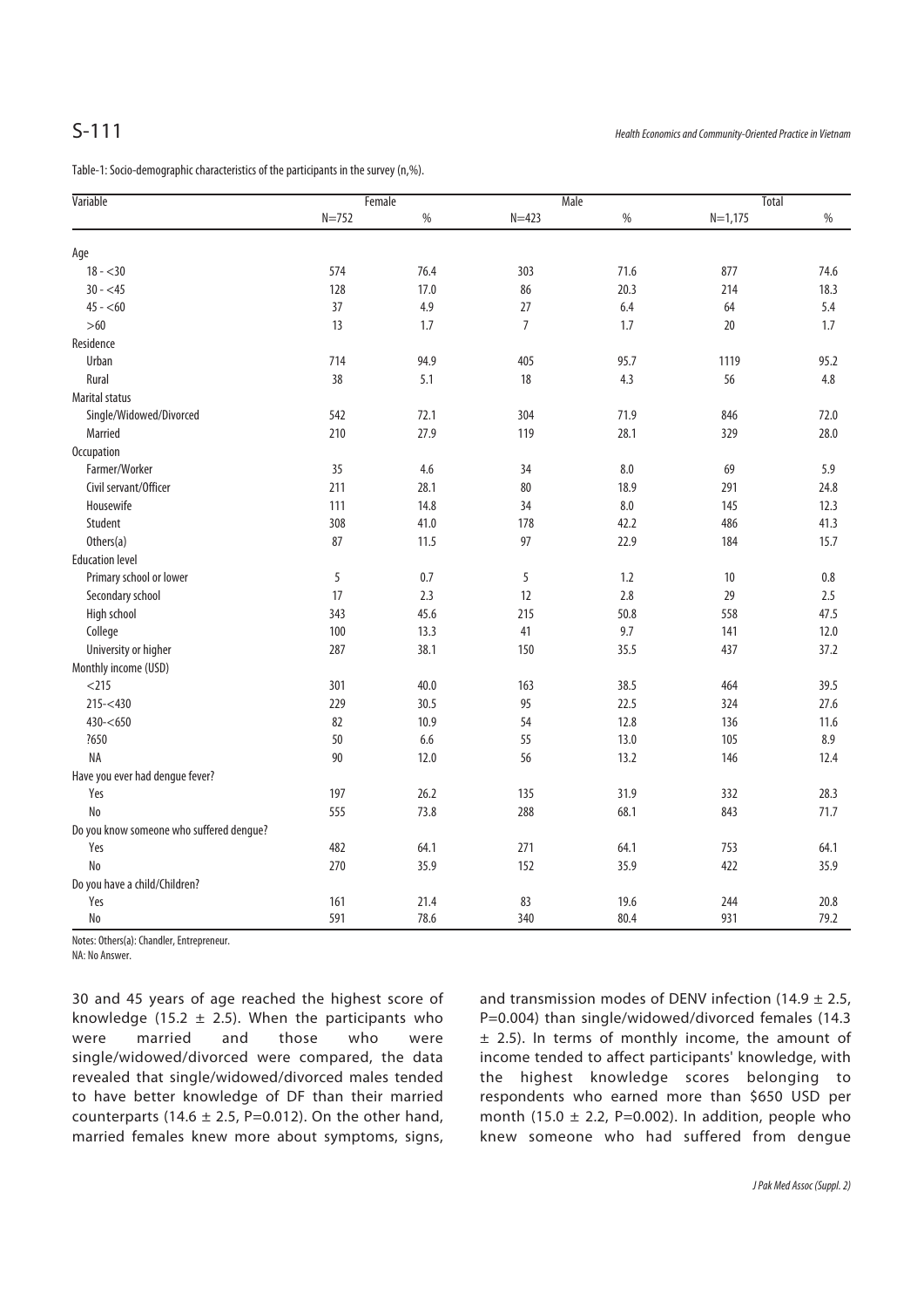Table-1: Socio-demographic characteristics of the participants in the survey (n,%).

| Variable | Female | | Male | | Total | |
|---|---|---|---|---|---|---|
| | N=752 | % | N=423 | % | N=1,175 | % |
| Age | | | | | | |
| 18 - <30 | 574 | 76.4 | 303 | 71.6 | 877 | 74.6 |
| 30 - <45 | 128 | 17.0 | 86 | 20.3 | 214 | 18.3 |
| 45 - <60 | 37 | 4.9 | 27 | 6.4 | 64 | 5.4 |
| >60 | 13 | 1.7 | 7 | 1.7 | 20 | 1.7 |
| Residence | | | | | | |
| Urban | 714 | 94.9 | 405 | 95.7 | 1119 | 95.2 |
| Rural | 38 | 5.1 | 18 | 4.3 | 56 | 4.8 |
| Marital status | | | | | | |
| Single/Widowed/Divorced | 542 | 72.1 | 304 | 71.9 | 846 | 72.0 |
| Married | 210 | 27.9 | 119 | 28.1 | 329 | 28.0 |
| Occupation | | | | | | |
| Farmer/Worker | 35 | 4.6 | 34 | 8.0 | 69 | 5.9 |
| Civil servant/Officer | 211 | 28.1 | 80 | 18.9 | 291 | 24.8 |
| Housewife | 111 | 14.8 | 34 | 8.0 | 145 | 12.3 |
| Student | 308 | 41.0 | 178 | 42.2 | 486 | 41.3 |
| Others(a) | 87 | 11.5 | 97 | 22.9 | 184 | 15.7 |
| Education level | | | | | | |
| Primary school or lower | 5 | 0.7 | 5 | 1.2 | 10 | 0.8 |
| Secondary school | 17 | 2.3 | 12 | 2.8 | 29 | 2.5 |
| High school | 343 | 45.6 | 215 | 50.8 | 558 | 47.5 |
| College | 100 | 13.3 | 41 | 9.7 | 141 | 12.0 |
| University or higher | 287 | 38.1 | 150 | 35.5 | 437 | 37.2 |
| Monthly income (USD) | | | | | | |
| <215 | 301 | 40.0 | 163 | 38.5 | 464 | 39.5 |
| 215-<430 | 229 | 30.5 | 95 | 22.5 | 324 | 27.6 |
| 430-<650 | 82 | 10.9 | 54 | 12.8 | 136 | 11.6 |
| ?650 | 50 | 6.6 | 55 | 13.0 | 105 | 8.9 |
| NA | 90 | 12.0 | 56 | 13.2 | 146 | 12.4 |
| Have you ever had dengue fever? | | | | | | |
| Yes | 197 | 26.2 | 135 | 31.9 | 332 | 28.3 |
| No | 555 | 73.8 | 288 | 68.1 | 843 | 71.7 |
| Do you know someone who suffered dengue? | | | | | | |
| Yes | 482 | 64.1 | 271 | 64.1 | 753 | 64.1 |
| No | 270 | 35.9 | 152 | 35.9 | 422 | 35.9 |
| Do you have a child/Children? | | | | | | |
| Yes | 161 | 21.4 | 83 | 19.6 | 244 | 20.8 |
| No | 591 | 78.6 | 340 | 80.4 | 931 | 79.2 |

Notes: Others(a): Chandler, Entrepreneur.
NA: No Answer.

30 and 45 years of age reached the highest score of knowledge (15.2 ± 2.5). When the participants who were married and those who were single/widowed/divorced were compared, the data revealed that single/widowed/divorced males tended to have better knowledge of DF than their married counterparts (14.6 ± 2.5, P=0.012). On the other hand, married females knew more about symptoms, signs, and transmission modes of DENV infection (14.9 ± 2.5, P=0.004) than single/widowed/divorced females (14.3 ± 2.5). In terms of monthly income, the amount of income tended to affect participants' knowledge, with the highest knowledge scores belonging to respondents who earned more than $650 USD per month (15.0 ± 2.2, P=0.002). In addition, people who knew someone who had suffered from dengue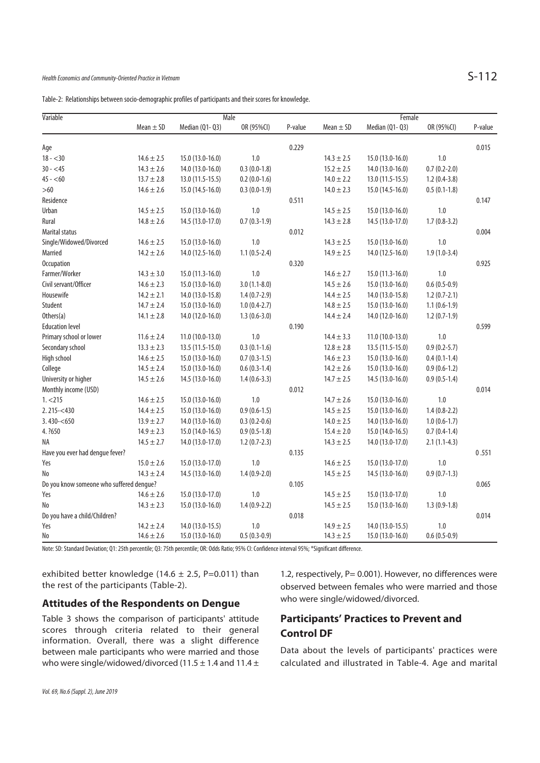Table-2: Relationships between socio-demographic profiles of participants and their scores for knowledge.

| Variable | Male | | | | Female | | | |
|---|---|---|---|---|---|---|---|---|
| | Mean ± SD | Median (Q1- Q3) | OR (95%CI) | P-value | Mean ± SD | Median (Q1- Q3) | OR (95%CI) | P-value |
| Age | | | | 0.229 | | | | 0.015 |
| 18 - <30 | 14.6 ± 2.5 | 15.0 (13.0-16.0) | 1.0 | | 14.3 ± 2.5 | 15.0 (13.0-16.0) | 1.0 | |
| 30 - <45 | 14.3 ± 2.6 | 14.0 (13.0-16.0) | 0.3 (0.0-1.8) | | 15.2 ± 2.5 | 14.0 (13.0-16.0) | 0.7 (0.2-2.0) | |
| 45 - <60 | 13.7 ± 2.8 | 13.0 (11.5-15.5) | 0.2 (0.0-1.6) | | 14.0 ± 2.2 | 13.0 (11.5-15.5) | 1.2 (0.4-3.8) | |
| >60 | 14.6 ± 2.6 | 15.0 (14.5-16.0) | 0.3 (0.0-1.9) | | 14.0 ± 2.3 | 15.0 (14.5-16.0) | 0.5 (0.1-1.8) | |
| Residence | | | | 0.511 | | | | 0.147 |
| Urban | 14.5 ± 2.5 | 15.0 (13.0-16.0) | 1.0 | | 14.5 ± 2.5 | 15.0 (13.0-16.0) | 1.0 | |
| Rural | 14.8 ± 2.6 | 14.5 (13.0-17.0) | 0.7 (0.3-1.9) | | 14.3 ± 2.8 | 14.5 (13.0-17.0) | 1.7 (0.8-3.2) | |
| Marital status | | | | 0.012 | | | | 0.004 |
| Single/Widowed/Divorced | 14.6 ± 2.5 | 15.0 (13.0-16.0) | 1.0 | | 14.3 ± 2.5 | 15.0 (13.0-16.0) | 1.0 | |
| Married | 14.2 ± 2.6 | 14.0 (12.5-16.0) | 1.1 (0.5-2.4) | | 14.9 ± 2.5 | 14.0 (12.5-16.0) | 1.9 (1.0-3.4) | |
| Occupation | | | | 0.320 | | | | 0.925 |
| Farmer/Worker | 14.3 ± 3.0 | 15.0 (11.3-16.0) | 1.0 | | 14.6 ± 2.7 | 15.0 (11.3-16.0) | 1.0 | |
| Civil servant/Officer | 14.6 ± 2.3 | 15.0 (13.0-16.0) | 3.0 (1.1-8.0) | | 14.5 ± 2.6 | 15.0 (13.0-16.0) | 0.6 (0.5-0.9) | |
| Housewife | 14.2 ± 2.1 | 14.0 (13.0-15.8) | 1.4 (0.7-2.9) | | 14.4 ± 2.5 | 14.0 (13.0-15.8) | 1.2 (0.7-2.1) | |
| Student | 14.7 ± 2.4 | 15.0 (13.0-16.0) | 1.0 (0.4-2.7) | | 14.8 ± 2.5 | 15.0 (13.0-16.0) | 1.1 (0.6-1.9) | |
| Others(a) | 14.1 ± 2.8 | 14.0 (12.0-16.0) | 1.3 (0.6-3.0) | | 14.4 ± 2.4 | 14.0 (12.0-16.0) | 1.2 (0.7-1.9) | |
| Education level | | | | 0.190 | | | | 0.599 |
| Primary school or lower | 11.6 ± 2.4 | 11.0 (10.0-13.0) | 1.0 | | 14.4 ± 3.3 | 11.0 (10.0-13.0) | 1.0 | |
| Secondary school | 13.3 ± 2.3 | 13.5 (11.5-15.0) | 0.3 (0.1-1.6) | | 12.8 ± 2.8 | 13.5 (11.5-15.0) | 0.9 (0.2-5.7) | |
| High school | 14.6 ± 2.5 | 15.0 (13.0-16.0) | 0.7 (0.3-1.5) | | 14.6 ± 2.3 | 15.0 (13.0-16.0) | 0.4 (0.1-1.4) | |
| College | 14.5 ± 2.4 | 15.0 (13.0-16.0) | 0.6 (0.3-1.4) | | 14.2 ± 2.6 | 15.0 (13.0-16.0) | 0.9 (0.6-1.2) | |
| University or higher | 14.5 ± 2.6 | 14.5 (13.0-16.0) | 1.4 (0.6-3.3) | | 14.7 ± 2.5 | 14.5 (13.0-16.0) | 0.9 (0.5-1.4) | |
| Monthly income (USD) | | | | 0.012 | | | | 0.014 |
| 1. <215 | 14.6 ± 2.5 | 15.0 (13.0-16.0) | 1.0 | | 14.7 ± 2.6 | 15.0 (13.0-16.0) | 1.0 | |
| 2. 215-<430 | 14.4 ± 2.5 | 15.0 (13.0-16.0) | 0.9 (0.6-1.5) | | 14.5 ± 2.5 | 15.0 (13.0-16.0) | 1.4 (0.8-2.2) | |
| 3. 430-<650 | 13.9 ± 2.7 | 14.0 (13.0-16.0) | 0.3 (0.2-0.6) | | 14.0 ± 2.5 | 14.0 (13.0-16.0) | 1.0 (0.6-1.7) | |
| 4. ?650 | 14.9 ± 2.3 | 15.0 (14.0-16.5) | 0.9 (0.5-1.8) | | 15.4 ± 2.0 | 15.0 (14.0-16.5) | 0.7 (0.4-1.4) | |
| NA | 14.5 ± 2.7 | 14.0 (13.0-17.0) | 1.2 (0.7-2.3) | | 14.3 ± 2.5 | 14.0 (13.0-17.0) | 2.1 (1.1-4.3) | |
| Have you ever had dengue fever? | | | | 0.135 | | | | 0 .551 |
| Yes | 15.0 ± 2.6 | 15.0 (13.0-17.0) | 1.0 | | 14.6 ± 2.5 | 15.0 (13.0-17.0) | 1.0 | |
| No | 14.3 ± 2.4 | 14.5 (13.0-16.0) | 1.4 (0.9-2.0) | | 14.5 ± 2.5 | 14.5 (13.0-16.0) | 0.9 (0.7-1.3) | |
| Do you know someone who suffered dengue? | | | | 0.105 | | | | 0.065 |
| Yes | 14.6 ± 2.6 | 15.0 (13.0-17.0) | 1.0 | | 14.5 ± 2.5 | 15.0 (13.0-17.0) | 1.0 | |
| No | 14.3 ± 2.3 | 15.0 (13.0-16.0) | 1.4 (0.9-2.2) | | 14.5 ± 2.5 | 15.0 (13.0-16.0) | 1.3 (0.9-1.8) | |
| Do you have a child/Children? | | | | 0.018 | | | | 0.014 |
| Yes | 14.2 ± 2.4 | 14.0 (13.0-15.5) | 1.0 | | 14.9 ± 2.5 | 14.0 (13.0-15.5) | 1.0 | |
| No | 14.6 ± 2.6 | 15.0 (13.0-16.0) | 0.5 (0.3-0.9) | | 14.3 ± 2.5 | 15.0 (13.0-16.0) | 0.6 (0.5-0.9) | |

Note: SD: Standard Deviation; Q1: 25th percentile; Q3: 75th percentile; OR: Odds Ratio; 95% CI: Confidence interval 95%; *Significant difference.

exhibited better knowledge (14.6 ± 2.5, P=0.011) than the rest of the participants (Table-2).

## Attitudes of the Respondents on Dengue

Table 3 shows the comparison of participants' attitude scores through criteria related to their general information. Overall, there was a slight difference between male participants who were married and those who were single/widowed/divorced (11.5 ± 1.4 and 11.4 ± 1.2, respectively, P= 0.001). However, no differences were observed between females who were married and those who were single/widowed/divorced.

## Participants' Practices to Prevent and Control DF

Data about the levels of participants' practices were calculated and illustrated in Table-4. Age and marital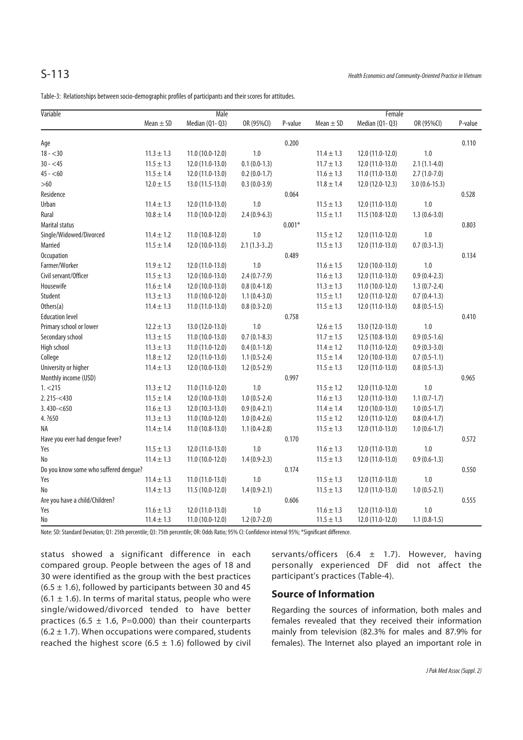Table-3: Relationships between socio-demographic profiles of participants and their scores for attitudes.

| Variable | Male | | | | Female | | | |
|---|---|---|---|---|---|---|---|---|
| | Mean ± SD | Median (Q1- Q3) | OR (95%CI) | P-value | Mean ± SD | Median (Q1- Q3) | OR (95%CI) | P-value |
| Age | | | | 0.200 | | | | 0.110 |
| 18 - <30 | 11.3 ± 1.3 | 11.0 (10.0-12.0) | 1.0 | | 11.4 ± 1.3 | 12.0 (11.0-12.0) | 1.0 | |
| 30 - <45 | 11.5 ± 1.3 | 12.0 (11.0-13.0) | 0.1 (0.0-1.3) | | 11.7 ± 1.3 | 12.0 (11.0-13.0) | 2.1 (1.1-4.0) | |
| 45 - <60 | 11.5 ± 1.4 | 12.0 (11.0-13.0) | 0.2 (0.0-1.7) | | 11.6 ± 1.3 | 11.0 (11.0-13.0) | 2.7 (1.0-7.0) | |
| >60 | 12.0 ± 1.5 | 13.0 (11.5-13.0) | 0.3 (0.0-3.9) | | 11.8 ± 1.4 | 12.0 (12.0-12.3) | 3.0 (0.6-15.3) | |
| Residence | | | | 0.064 | | | | 0.528 |
| Urban | 11.4 ± 1.3 | 12.0 (11.0-13.0) | 1.0 | | 11.5 ± 1.3 | 12.0 (11.0-13.0) | 1.0 | |
| Rural | 10.8 ± 1.4 | 11.0 (10.0-12.0) | 2.4 (0.9-6.3) | | 11.5 ± 1.1 | 11.5 (10.8-12.0) | 1.3 (0.6-3.0) | |
| Marital status | | | | 0.001* | | | | 0.803 |
| Single/Widowed/Divorced | 11.4 ± 1.2 | 11.0 (10.8-12.0) | 1.0 | | 11.5 ± 1.2 | 12.0 (11.0-12.0) | 1.0 | |
| Married | 11.5 ± 1.4 | 12.0 (10.0-13.0) | 2.1 (1.3-3..2) | | 11.5 ± 1.3 | 12.0 (11.0-13.0) | 0.7 (0.3-1.3) | |
| Occupation | | | | 0.489 | | | | 0.134 |
| Farmer/Worker | 11.9 ± 1.2 | 12.0 (11.0-13.0) | 1.0 | | 11.6 ± 1.5 | 12.0 (10.0-13.0) | 1.0 | |
| Civil servant/Officer | 11.5 ± 1.3 | 12.0 (10.0-13.0) | 2.4 (0.7-7.9) | | 11.6 ± 1.3 | 12.0 (11.0-13.0) | 0.9 (0.4-2.3) | |
| Housewife | 11.6 ± 1.4 | 12.0 (10.0-13.0) | 0.8 (0.4-1.8) | | 11.3 ± 1.3 | 11.0 (10.0-12.0) | 1.3 (0.7-2.4) | |
| Student | 11.3 ± 1.3 | 11.0 (10.0-12.0) | 1.1 (0.4-3.0) | | 11.5 ± 1.1 | 12.0 (11.0-12.0) | 0.7 (0.4-1.3) | |
| Others(a) | 11.4 ± 1.3 | 11.0 (11.0-13.0) | 0.8 (0.3-2.0) | | 11.5 ± 1.3 | 12.0 (11.0-13.0) | 0.8 (0.5-1.5) | |
| Education level | | | | 0.758 | | | | 0.410 |
| Primary school or lower | 12.2 ± 1.3 | 13.0 (12.0-13.0) | 1.0 | | 12.6 ± 1.5 | 13.0 (12.0-13.0) | 1.0 | |
| Secondary school | 11.3 ± 1.5 | 11.0 (10.0-13.0) | 0.7 (0.1-8.3) | | 11.7 ± 1.5 | 12.5 (10.8-13.0) | 0.9 (0.5-1.6) | |
| High school | 11.3 ± 1.3 | 11.0 (11.0-12.0) | 0.4 (0.1-1.8) | | 11.4 ± 1.2 | 11.0 (11.0-12.0) | 0.9 (0.3-3.0) | |
| College | 11.8 ± 1.2 | 12.0 (11.0-13.0) | 1.1 (0.5-2.4) | | 11.5 ± 1.4 | 12.0 (10.0-13.0) | 0.7 (0.5-1.1) | |
| University or higher | 11.4 ± 1.3 | 12.0 (10.0-13.0) | 1.2 (0.5-2.9) | | 11.5 ± 1.3 | 12.0 (11.0-13.0) | 0.8 (0.5-1.3) | |
| Monthly income (USD) | | | | 0.997 | | | | 0.965 |
| 1. <215 | 11.3 ± 1.2 | 11.0 (11.0-12.0) | 1.0 | | 11.5 ± 1.2 | 12.0 (11.0-12.0) | 1.0 | |
| 2. 215-<430 | 11.5 ± 1.4 | 12.0 (10.0-13.0) | 1.0 (0.5-2.4) | | 11.6 ± 1.3 | 12.0 (11.0-13.0) | 1.1 (0.7-1.7) | |
| 3. 430-<650 | 11.6 ± 1.3 | 12.0 (10.3-13.0) | 0.9 (0.4-2.1) | | 11.4 ± 1.4 | 12.0 (10.0-13.0) | 1.0 (0.5-1.7) | |
| 4. ?650 | 11.3 ± 1.3 | 11.0 (10.0-12.0) | 1.0 (0.4-2.6) | | 11.5 ± 1.2 | 12.0 (11.0-12.0) | 0.8 (0.4-1.7) | |
| NA | 11.4 ± 1.4 | 11.0 (10.8-13.0) | 1.1 (0.4-2.8) | | 11.5 ± 1.3 | 12.0 (11.0-13.0) | 1.0 (0.6-1.7) | |
| Have you ever had dengue fever? | | | | 0.170 | | | | 0.572 |
| Yes | 11.5 ± 1.3 | 12.0 (11.0-13.0) | 1.0 | | 11.6 ± 1.3 | 12.0 (11.0-13.0) | 1.0 | |
| No | 11.4 ± 1.3 | 11.0 (10.0-12.0) | 1.4 (0.9-2.3) | | 11.5 ± 1.3 | 12.0 (11.0-13.0) | 0.9 (0.6-1.3) | |
| Do you know some who suffered dengue? | | | | 0.174 | | | | 0.550 |
| Yes | 11.4 ± 1.3 | 11.0 (11.0-13.0) | 1.0 | | 11.5 ± 1.3 | 12.0 (11.0-13.0) | 1.0 | |
| No | 11.4 ± 1.3 | 11.5 (10.0-12.0) | 1.4 (0.9-2.1) | | 11.5 ± 1.3 | 12.0 (11.0-13.0) | 1.0 (0.5-2.1) | |
| Are you have a child/Children? | | | | 0.606 | | | | 0.555 |
| Yes | 11.6 ± 1.3 | 12.0 (11.0-13.0) | 1.0 | | 11.6 ± 1.3 | 12.0 (11.0-13.0) | 1.0 | |
| No | 11.4 ± 1.3 | 11.0 (10.0-12.0) | 1.2 (0.7-2.0) | | 11.5 ± 1.3 | 12.0 (11.0-12.0) | 1.1 (0.8-1.5) | |

Note: SD: Standard Deviation; Q1: 25th percentile; Q3: 75th percentile; OR: Odds Ratio; 95% CI: Confidence interval 95%; *Significant difference.

status showed a significant difference in each compared group. People between the ages of 18 and 30 were identified as the group with the best practices (6.5 ± 1.6), followed by participants between 30 and 45 (6.1 ± 1.6). In terms of marital status, people who were single/widowed/divorced tended to have better practices (6.5 ± 1.6, P=0.000) than their counterparts (6.2 ± 1.7). When occupations were compared, students reached the highest score (6.5 ± 1.6) followed by civil servants/officers (6.4 ± 1.7). However, having personally experienced DF did not affect the participant's practices (Table-4).

## Source of Information

Regarding the sources of information, both males and females revealed that they received their information mainly from television (82.3% for males and 87.9% for females). The Internet also played an important role in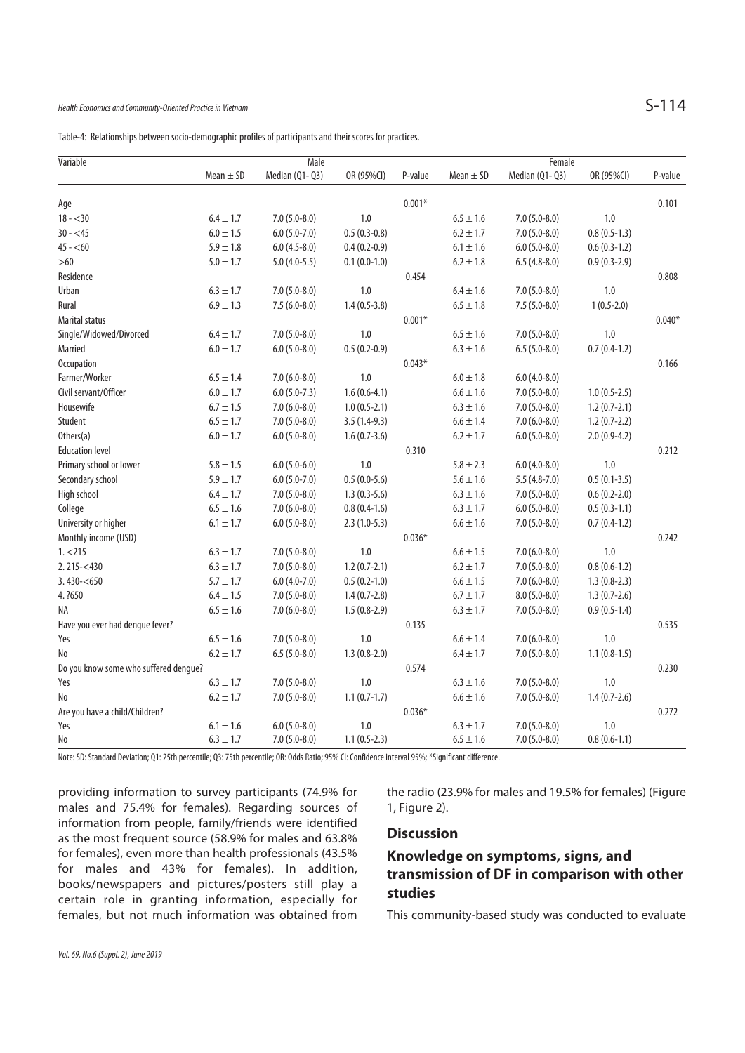Table-4: Relationships between socio-demographic profiles of participants and their scores for practices.

| Variable | Male | | | | Female | | | |
|---|---|---|---|---|---|---|---|---|
| | Mean ± SD | Median (Q1- Q3) | OR (95%CI) | P-value | Mean ± SD | Median (Q1- Q3) | OR (95%CI) | P-value |
| Age | | | | 0.001* | | | | 0.101 |
| 18 - <30 | 6.4 ± 1.7 | 7.0 (5.0-8.0) | 1.0 | | 6.5 ± 1.6 | 7.0 (5.0-8.0) | 1.0 | |
| 30 - <45 | 6.0 ± 1.5 | 6.0 (5.0-7.0) | 0.5 (0.3-0.8) | | 6.2 ± 1.7 | 7.0 (5.0-8.0) | 0.8 (0.5-1.3) | |
| 45 - <60 | 5.9 ± 1.8 | 6.0 (4.5-8.0) | 0.4 (0.2-0.9) | | 6.1 ± 1.6 | 6.0 (5.0-8.0) | 0.6 (0.3-1.2) | |
| >60 | 5.0 ± 1.7 | 5.0 (4.0-5.5) | 0.1 (0.0-1.0) | | 6.2 ± 1.8 | 6.5 (4.8-8.0) | 0.9 (0.3-2.9) | |
| Residence | | | | 0.454 | | | | 0.808 |
| Urban | 6.3 ± 1.7 | 7.0 (5.0-8.0) | 1.0 | | 6.4 ± 1.6 | 7.0 (5.0-8.0) | 1.0 | |
| Rural | 6.9 ± 1.3 | 7.5 (6.0-8.0) | 1.4 (0.5-3.8) | | 6.5 ± 1.8 | 7.5 (5.0-8.0) | 1 (0.5-2.0) | |
| Marital status | | | | 0.001* | | | | 0.040* |
| Single/Widowed/Divorced | 6.4 ± 1.7 | 7.0 (5.0-8.0) | 1.0 | | 6.5 ± 1.6 | 7.0 (5.0-8.0) | 1.0 | |
| Married | 6.0 ± 1.7 | 6.0 (5.0-8.0) | 0.5 (0.2-0.9) | | 6.3 ± 1.6 | 6.5 (5.0-8.0) | 0.7 (0.4-1.2) | |
| Occupation | | | | 0.043* | | | | 0.166 |
| Farmer/Worker | 6.5 ± 1.4 | 7.0 (6.0-8.0) | 1.0 | | 6.0 ± 1.8 | 6.0 (4.0-8.0) | | |
| Civil servant/Officer | 6.0 ± 1.7 | 6.0 (5.0-7.3) | 1.6 (0.6-4.1) | | 6.6 ± 1.6 | 7.0 (5.0-8.0) | 1.0 (0.5-2.5) | |
| Housewife | 6.7 ± 1.5 | 7.0 (6.0-8.0) | 1.0 (0.5-2.1) | | 6.3 ± 1.6 | 7.0 (5.0-8.0) | 1.2 (0.7-2.1) | |
| Student | 6.5 ± 1.7 | 7.0 (5.0-8.0) | 3.5 (1.4-9.3) | | 6.6 ± 1.4 | 7.0 (6.0-8.0) | 1.2 (0.7-2.2) | |
| Others(a) | 6.0 ± 1.7 | 6.0 (5.0-8.0) | 1.6 (0.7-3.6) | | 6.2 ± 1.7 | 6.0 (5.0-8.0) | 2.0 (0.9-4.2) | |
| Education level | | | | 0.310 | | | | 0.212 |
| Primary school or lower | 5.8 ± 1.5 | 6.0 (5.0-6.0) | 1.0 | | 5.8 ± 2.3 | 6.0 (4.0-8.0) | 1.0 | |
| Secondary school | 5.9 ± 1.7 | 6.0 (5.0-7.0) | 0.5 (0.0-5.6) | | 5.6 ± 1.6 | 5.5 (4.8-7.0) | 0.5 (0.1-3.5) | |
| High school | 6.4 ± 1.7 | 7.0 (5.0-8.0) | 1.3 (0.3-5.6) | | 6.3 ± 1.6 | 7.0 (5.0-8.0) | 0.6 (0.2-2.0) | |
| College | 6.5 ± 1.6 | 7.0 (6.0-8.0) | 0.8 (0.4-1.6) | | 6.3 ± 1.7 | 6.0 (5.0-8.0) | 0.5 (0.3-1.1) | |
| University or higher | 6.1 ± 1.7 | 6.0 (5.0-8.0) | 2.3 (1.0-5.3) | | 6.6 ± 1.6 | 7.0 (5.0-8.0) | 0.7 (0.4-1.2) | |
| Monthly income (USD) | | | | 0.036* | | | | 0.242 |
| 1. <215 | 6.3 ± 1.7 | 7.0 (5.0-8.0) | 1.0 | | 6.6 ± 1.5 | 7.0 (6.0-8.0) | 1.0 | |
| 2. 215-<430 | 6.3 ± 1.7 | 7.0 (5.0-8.0) | 1.2 (0.7-2.1) | | 6.2 ± 1.7 | 7.0 (5.0-8.0) | 0.8 (0.6-1.2) | |
| 3. 430-<650 | 5.7 ± 1.7 | 6.0 (4.0-7.0) | 0.5 (0.2-1.0) | | 6.6 ± 1.5 | 7.0 (6.0-8.0) | 1.3 (0.8-2.3) | |
| 4. ?650 | 6.4 ± 1.5 | 7.0 (5.0-8.0) | 1.4 (0.7-2.8) | | 6.7 ± 1.7 | 8.0 (5.0-8.0) | 1.3 (0.7-2.6) | |
| NA | 6.5 ± 1.6 | 7.0 (6.0-8.0) | 1.5 (0.8-2.9) | | 6.3 ± 1.7 | 7.0 (5.0-8.0) | 0.9 (0.5-1.4) | |
| Have you ever had dengue fever? | | | | 0.135 | | | | 0.535 |
| Yes | 6.5 ± 1.6 | 7.0 (5.0-8.0) | 1.0 | | 6.6 ± 1.4 | 7.0 (6.0-8.0) | 1.0 | |
| No | 6.2 ± 1.7 | 6.5 (5.0-8.0) | 1.3 (0.8-2.0) | | 6.4 ± 1.7 | 7.0 (5.0-8.0) | 1.1 (0.8-1.5) | |
| Do you know some who suffered dengue? | | | | 0.574 | | | | 0.230 |
| Yes | 6.3 ± 1.7 | 7.0 (5.0-8.0) | 1.0 | | 6.3 ± 1.6 | 7.0 (5.0-8.0) | 1.0 | |
| No | 6.2 ± 1.7 | 7.0 (5.0-8.0) | 1.1 (0.7-1.7) | | 6.6 ± 1.6 | 7.0 (5.0-8.0) | 1.4 (0.7-2.6) | |
| Are you have a child/Children? | | | | 0.036* | | | | 0.272 |
| Yes | 6.1 ± 1.6 | 6.0 (5.0-8.0) | 1.0 | | 6.3 ± 1.7 | 7.0 (5.0-8.0) | 1.0 | |
| No | 6.3 ± 1.7 | 7.0 (5.0-8.0) | 1.1 (0.5-2.3) | | 6.5 ± 1.6 | 7.0 (5.0-8.0) | 0.8 (0.6-1.1) | |

Note: SD: Standard Deviation; Q1: 25th percentile; Q3: 75th percentile; OR: Odds Ratio; 95% CI: Confidence interval 95%; *Significant difference.

providing information to survey participants (74.9% for males and 75.4% for females). Regarding sources of information from people, family/friends were identified as the most frequent source (58.9% for males and 63.8% for females), even more than health professionals (43.5% for males and 43% for females). In addition, books/newspapers and pictures/posters still play a certain role in granting information, especially for females, but not much information was obtained from the radio (23.9% for males and 19.5% for females) (Figure 1, Figure 2).

## Discussion

### Knowledge on symptoms, signs, and transmission of DF in comparison with other studies

This community-based study was conducted to evaluate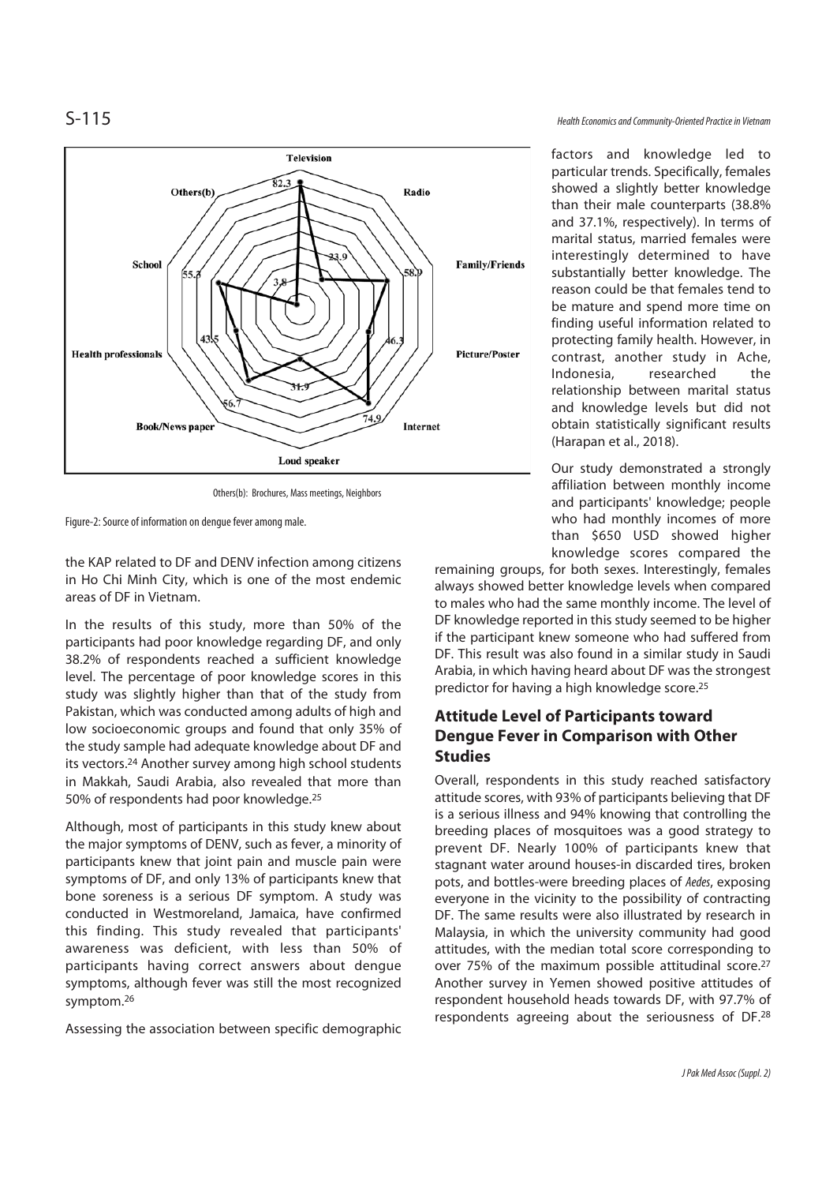Others(b): Brochures, Mass meetings, Neighbors

Figure-2: Source of information on dengue fever among male.

the KAP related to DF and DENV infection among citizens in Ho Chi Minh City, which is one of the most endemic areas of DF in Vietnam.

In the results of this study, more than 50% of the participants had poor knowledge regarding DF, and only 38.2% of respondents reached a sufficient knowledge level. The percentage of poor knowledge scores in this study was slightly higher than that of the study from Pakistan, which was conducted among adults of high and low socioeconomic groups and found that only 35% of the study sample had adequate knowledge about DF and its vectors.[24] Another survey among high school students in Makkah, Saudi Arabia, also revealed that more than 50% of respondents had poor knowledge.[25]

Although, most of participants in this study knew about the major symptoms of DENV, such as fever, a minority of participants knew that joint pain and muscle pain were symptoms of DF, and only 13% of participants knew that bone soreness is a serious DF symptom. A study was conducted in Westmoreland, Jamaica, have confirmed this finding. This study revealed that participants' awareness was deficient, with less than 50% of participants having correct answers about dengue symptoms, although fever was still the most recognized symptom.[26]

Assessing the association between specific demographic factors and knowledge led to particular trends. Specifically, females showed a slightly better knowledge than their male counterparts (38.8% and 37.1%, respectively). In terms of marital status, married females were interestingly determined to have substantially better knowledge. The reason could be that females tend to be mature and spend more time on finding useful information related to protecting family health. However, in contrast, another study in Ache, Indonesia, researched the relationship between marital status and knowledge levels but did not obtain statistically significant results (Harapan et al., 2018).

Our study demonstrated a strongly affiliation between monthly income and participants' knowledge; people who had monthly incomes of more than $650 USD showed higher knowledge scores compared the remaining groups, for both sexes. Interestingly, females always showed better knowledge levels when compared to males who had the same monthly income. The level of DF knowledge reported in this study seemed to be higher if the participant knew someone who had suffered from DF. This result was also found in a similar study in Saudi Arabia, in which having heard about DF was the strongest predictor for having a high knowledge score.[25]

## Attitude Level of Participants toward Dengue Fever in Comparison with Other Studies

Overall, respondents in this study reached satisfactory attitude scores, with 93% of participants believing that DF is a serious illness and 94% knowing that controlling the breeding places of mosquitoes was a good strategy to prevent DF. Nearly 100% of participants knew that stagnant water around houses-in discarded tires, broken pots, and bottles-were breeding places of *Aedes*, exposing everyone in the vicinity to the possibility of contracting DF. The same results were also illustrated by research in Malaysia, in which the university community had good attitudes, with the median total score corresponding to over 75% of the maximum possible attitudinal score.[27] Another survey in Yemen showed positive attitudes of respondent household heads towards DF, with 97.7% of respondents agreeing about the seriousness of DF.[28]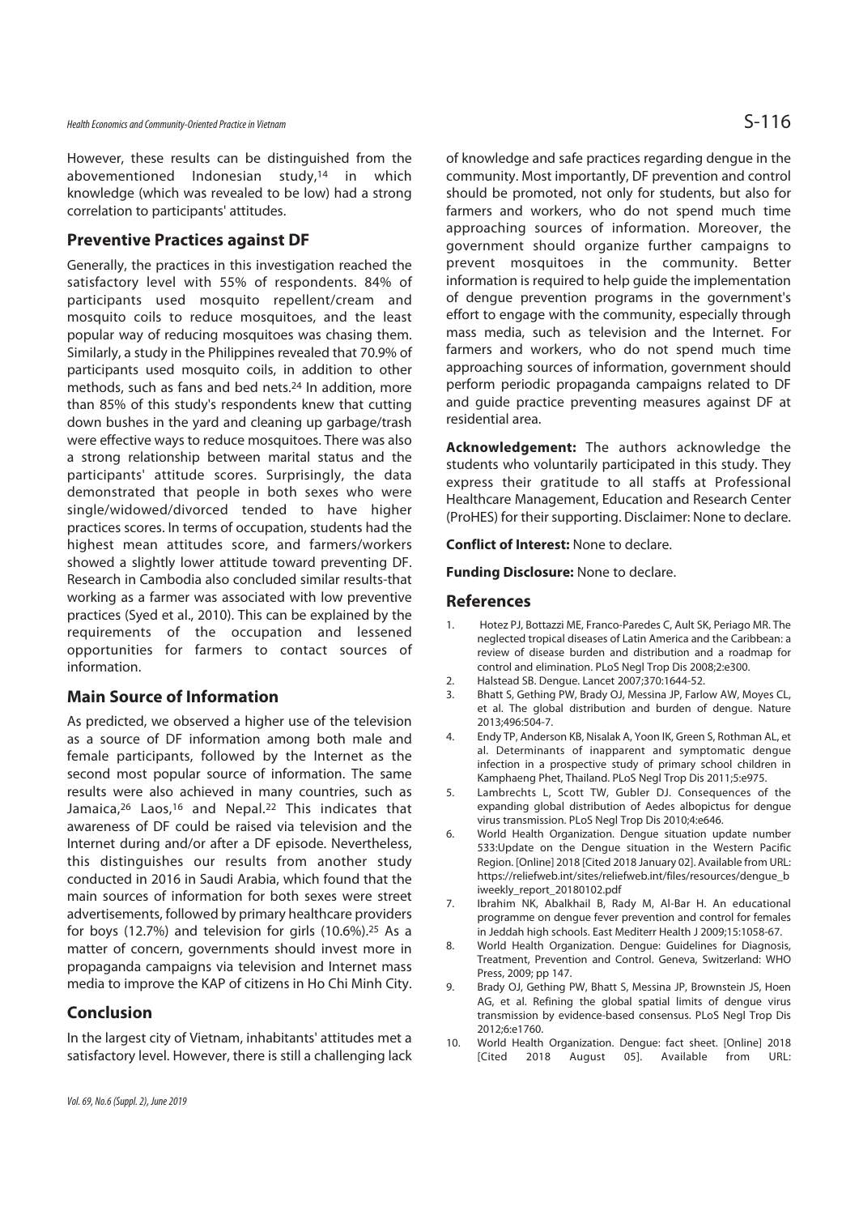However, these results can be distinguished from the abovementioned Indonesian study,[14] in which knowledge (which was revealed to be low) had a strong correlation to participants' attitudes.

## Preventive Practices against DF

Generally, the practices in this investigation reached the satisfactory level with 55% of respondents. 84% of participants used mosquito repellent/cream and mosquito coils to reduce mosquitoes, and the least popular way of reducing mosquitoes was chasing them. Similarly, a study in the Philippines revealed that 70.9% of participants used mosquito coils, in addition to other methods, such as fans and bed nets.[24] In addition, more than 85% of this study's respondents knew that cutting down bushes in the yard and cleaning up garbage/trash were effective ways to reduce mosquitoes. There was also a strong relationship between marital status and the participants' attitude scores. Surprisingly, the data demonstrated that people in both sexes who were single/widowed/divorced tended to have higher practices scores. In terms of occupation, students had the highest mean attitudes score, and farmers/workers showed a slightly lower attitude toward preventing DF. Research in Cambodia also concluded similar results-that working as a farmer was associated with low preventive practices (Syed et al., 2010). This can be explained by the requirements of the occupation and lessened opportunities for farmers to contact sources of information.

## Main Source of Information

As predicted, we observed a higher use of the television as a source of DF information among both male and female participants, followed by the Internet as the second most popular source of information. The same results were also achieved in many countries, such as Jamaica,[26] Laos,[16] and Nepal.[22] This indicates that awareness of DF could be raised via television and the Internet during and/or after a DF episode. Nevertheless, this distinguishes our results from another study conducted in 2016 in Saudi Arabia, which found that the main sources of information for both sexes were street advertisements, followed by primary healthcare providers for boys (12.7%) and television for girls (10.6%).[25] As a matter of concern, governments should invest more in propaganda campaigns via television and Internet mass media to improve the KAP of citizens in Ho Chi Minh City.

## Conclusion

In the largest city of Vietnam, inhabitants' attitudes met a satisfactory level. However, there is still a challenging lack of knowledge and safe practices regarding dengue in the community. Most importantly, DF prevention and control should be promoted, not only for students, but also for farmers and workers, who do not spend much time approaching sources of information. Moreover, the government should organize further campaigns to prevent mosquitoes in the community. Better information is required to help guide the implementation of dengue prevention programs in the government's effort to engage with the community, especially through mass media, such as television and the Internet. For farmers and workers, who do not spend much time approaching sources of information, government should perform periodic propaganda campaigns related to DF and guide practice preventing measures against DF at residential area.

**Acknowledgement:** The authors acknowledge the students who voluntarily participated in this study. They express their gratitude to all staffs at Professional Healthcare Management, Education and Research Center (ProHES) for their supporting. Disclaimer: None to declare.

**Conflict of Interest:** None to declare.

**Funding Disclosure:** None to declare.

## References

1. Hotez PJ, Bottazzi ME, Franco-Paredes C, Ault SK, Periago MR. The neglected tropical diseases of Latin America and the Caribbean: a review of disease burden and distribution and a roadmap for control and elimination. PLoS Negl Trop Dis 2008;2:e300.
2. Halstead SB. Dengue. Lancet 2007;370:1644-52.
3. Bhatt S, Gething PW, Brady OJ, Messina JP, Farlow AW, Moyes CL, et al. The global distribution and burden of dengue. Nature 2013;496:504-7.
4. Endy TP, Anderson KB, Nisalak A, Yoon IK, Green S, Rothman AL, et al. Determinants of inapparent and symptomatic dengue infection in a prospective study of primary school children in Kamphaeng Phet, Thailand. PLoS Negl Trop Dis 2011;5:e975.
5. Lambrechts L, Scott TW, Gubler DJ. Consequences of the expanding global distribution of Aedes albopictus for dengue virus transmission. PLoS Negl Trop Dis 2010;4:e646.
6. World Health Organization. Dengue situation update number 533:Update on the Dengue situation in the Western Pacific Region. [Online] 2018 [Cited 2018 January 02]. Available from URL: https://reliefweb.int/sites/reliefweb.int/files/resources/dengue_biweekly_report_20180102.pdf
7. Ibrahim NK, Abalkhail B, Rady M, Al-Bar H. An educational programme on dengue fever prevention and control for females in Jeddah high schools. East Mediterr Health J 2009;15:1058-67.
8. World Health Organization. Dengue: Guidelines for Diagnosis, Treatment, Prevention and Control. Geneva, Switzerland: WHO Press, 2009; pp 147.
9. Brady OJ, Gething PW, Bhatt S, Messina JP, Brownstein JS, Hoen AG, et al. Refining the global spatial limits of dengue virus transmission by evidence-based consensus. PLoS Negl Trop Dis 2012;6:e1760.
10. World Health Organization. Dengue: fact sheet. [Online] 2018 [Cited 2018 August 05]. Available from URL: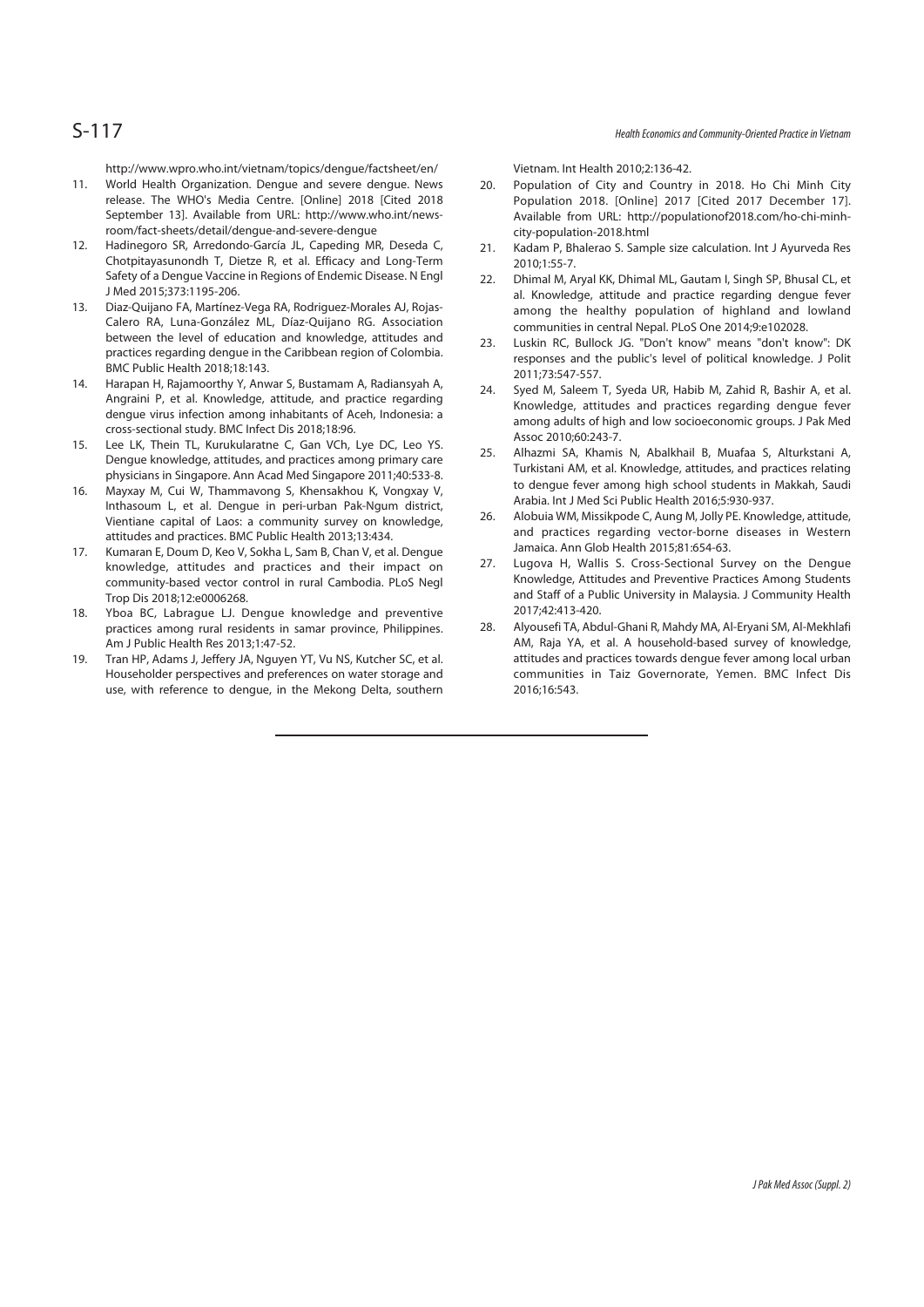http://www.wpro.who.int/vietnam/topics/dengue/factsheet/en/

11. World Health Organization. Dengue and severe dengue. News release. The WHO's Media Centre. [Online] 2018 [Cited 2018 September 13]. Available from URL: http://www.who.int/news-room/fact-sheets/detail/dengue-and-severe-dengue
12. Hadinegoro SR, Arredondo-García JL, Capeding MR, Deseda C, Chotpitayasunondh T, Dietze R, et al. Efficacy and Long-Term Safety of a Dengue Vaccine in Regions of Endemic Disease. N Engl J Med 2015;373:1195-206.
13. Diaz-Quijano FA, Martínez-Vega RA, Rodriguez-Morales AJ, Rojas-Calero RA, Luna-González ML, Díaz-Quijano RG. Association between the level of education and knowledge, attitudes and practices regarding dengue in the Caribbean region of Colombia. BMC Public Health 2018;18:143.
14. Harapan H, Rajamoorthy Y, Anwar S, Bustamam A, Radiansyah A, Angraini P, et al. Knowledge, attitude, and practice regarding dengue virus infection among inhabitants of Aceh, Indonesia: a cross-sectional study. BMC Infect Dis 2018;18:96.
15. Lee LK, Thein TL, Kurukularatne C, Gan VCh, Lye DC, Leo YS. Dengue knowledge, attitudes, and practices among primary care physicians in Singapore. Ann Acad Med Singapore 2011;40:533-8.
16. Mayxay M, Cui W, Thammavong S, Khensakhou K, Vongxay V, Inthasoum L, et al. Dengue in peri-urban Pak-Ngum district, Vientiane capital of Laos: a community survey on knowledge, attitudes and practices. BMC Public Health 2013;13:434.
17. Kumaran E, Doum D, Keo V, Sokha L, Sam B, Chan V, et al. Dengue knowledge, attitudes and practices and their impact on community-based vector control in rural Cambodia. PLoS Negl Trop Dis 2018;12:e0006268.
18. Yboa BC, Labrague LJ. Dengue knowledge and preventive practices among rural residents in samar province, Philippines. Am J Public Health Res 2013;1:47-52.
19. Tran HP, Adams J, Jeffery JA, Nguyen YT, Vu NS, Kutcher SC, et al. Householder perspectives and preferences on water storage and use, with reference to dengue, in the Mekong Delta, southern Vietnam. Int Health 2010;2:136-42.
20. Population of City and Country in 2018. Ho Chi Minh City Population 2018. [Online] 2017 [Cited 2017 December 17]. Available from URL: http://populationof2018.com/ho-chi-minh-city-population-2018.html
21. Kadam P, Bhalerao S. Sample size calculation. Int J Ayurveda Res 2010;1:55-7.
22. Dhimal M, Aryal KK, Dhimal ML, Gautam I, Singh SP, Bhusal CL, et al. Knowledge, attitude and practice regarding dengue fever among the healthy population of highland and lowland communities in central Nepal. PLoS One 2014;9:e102028.
23. Luskin RC, Bullock JG. "Don't know" means "don't know": DK responses and the public's level of political knowledge. J Polit 2011;73:547-557.
24. Syed M, Saleem T, Syeda UR, Habib M, Zahid R, Bashir A, et al. Knowledge, attitudes and practices regarding dengue fever among adults of high and low socioeconomic groups. J Pak Med Assoc 2010;60:243-7.
25. Alhazmi SA, Khamis N, Abalkhail B, Muafaa S, Alturkstani A, Turkistani AM, et al. Knowledge, attitudes, and practices relating to dengue fever among high school students in Makkah, Saudi Arabia. Int J Med Sci Public Health 2016;5:930-937.
26. Alobuia WM, Missikpode C, Aung M, Jolly PE. Knowledge, attitude, and practices regarding vector-borne diseases in Western Jamaica. Ann Glob Health 2015;81:654-63.
27. Lugova H, Wallis S. Cross-Sectional Survey on the Dengue Knowledge, Attitudes and Preventive Practices Among Students and Staff of a Public University in Malaysia. J Community Health 2017;42:413-420.
28. Alyousefi TA, Abdul-Ghani R, Mahdy MA, Al-Eryani SM, Al-Mekhlafi AM, Raja YA, et al. A household-based survey of knowledge, attitudes and practices towards dengue fever among local urban communities in Taiz Governorate, Yemen. BMC Infect Dis 2016;16:543.